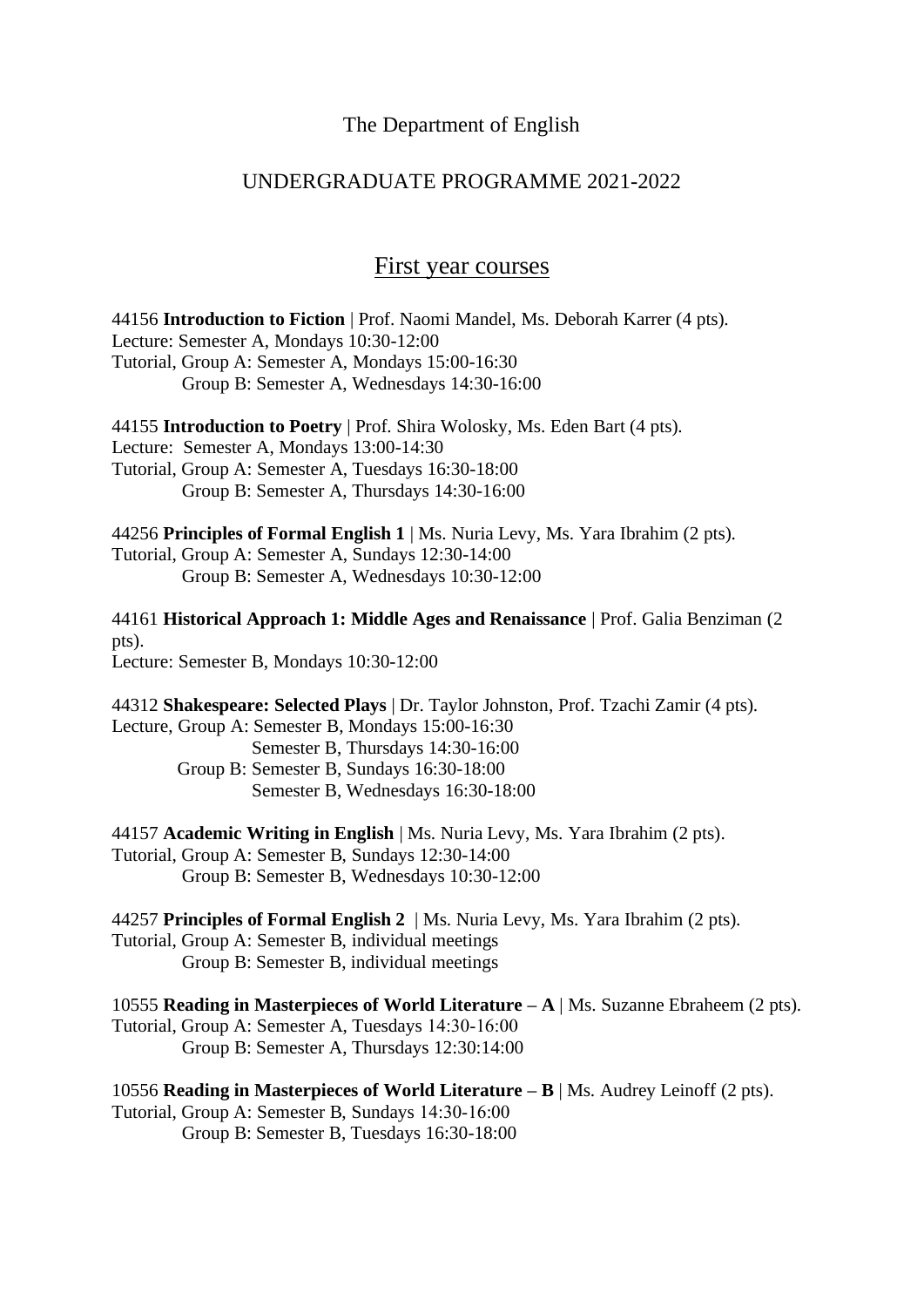The Department of English

UNDERGRADUATE PROGRAMME 2021-2022

## First year courses

44156 **Introduction to Fiction** | Prof. Naomi Mandel, Ms. Deborah Karrer (4 pts).
Lecture: Semester A, Mondays 10:30-12:00
Tutorial, Group A: Semester A, Mondays 15:00-16:30
Group B: Semester A, Wednesdays 14:30-16:00

44155 **Introduction to Poetry** | Prof. Shira Wolosky, Ms. Eden Bart (4 pts).
Lecture: Semester A, Mondays 13:00-14:30
Tutorial, Group A: Semester A, Tuesdays 16:30-18:00
Group B: Semester A, Thursdays 14:30-16:00

44256 **Principles of Formal English 1** | Ms. Nuria Levy, Ms. Yara Ibrahim (2 pts).
Tutorial, Group A: Semester A, Sundays 12:30-14:00
Group B: Semester A, Wednesdays 10:30-12:00

44161 **Historical Approach 1: Middle Ages and Renaissance** | Prof. Galia Benziman (2 pts).
Lecture: Semester B, Mondays 10:30-12:00

44312 **Shakespeare: Selected Plays** | Dr. Taylor Johnston, Prof. Tzachi Zamir (4 pts).
Lecture, Group A: Semester B, Mondays 15:00-16:30
Semester B, Thursdays 14:30-16:00
Group B: Semester B, Sundays 16:30-18:00
Semester B, Wednesdays 16:30-18:00

44157 **Academic Writing in English** | Ms. Nuria Levy, Ms. Yara Ibrahim (2 pts).
Tutorial, Group A: Semester B, Sundays 12:30-14:00
Group B: Semester B, Wednesdays 10:30-12:00

44257 **Principles of Formal English 2** | Ms. Nuria Levy, Ms. Yara Ibrahim (2 pts).
Tutorial, Group A: Semester B, individual meetings
Group B: Semester B, individual meetings

10555 **Reading in Masterpieces of World Literature – A** | Ms. Suzanne Ebraheem (2 pts).
Tutorial, Group A: Semester A, Tuesdays 14:30-16:00
Group B: Semester A, Thursdays 12:30:14:00

10556 **Reading in Masterpieces of World Literature – B** | Ms. Audrey Leinoff (2 pts).
Tutorial, Group A: Semester B, Sundays 14:30-16:00
Group B: Semester B, Tuesdays 16:30-18:00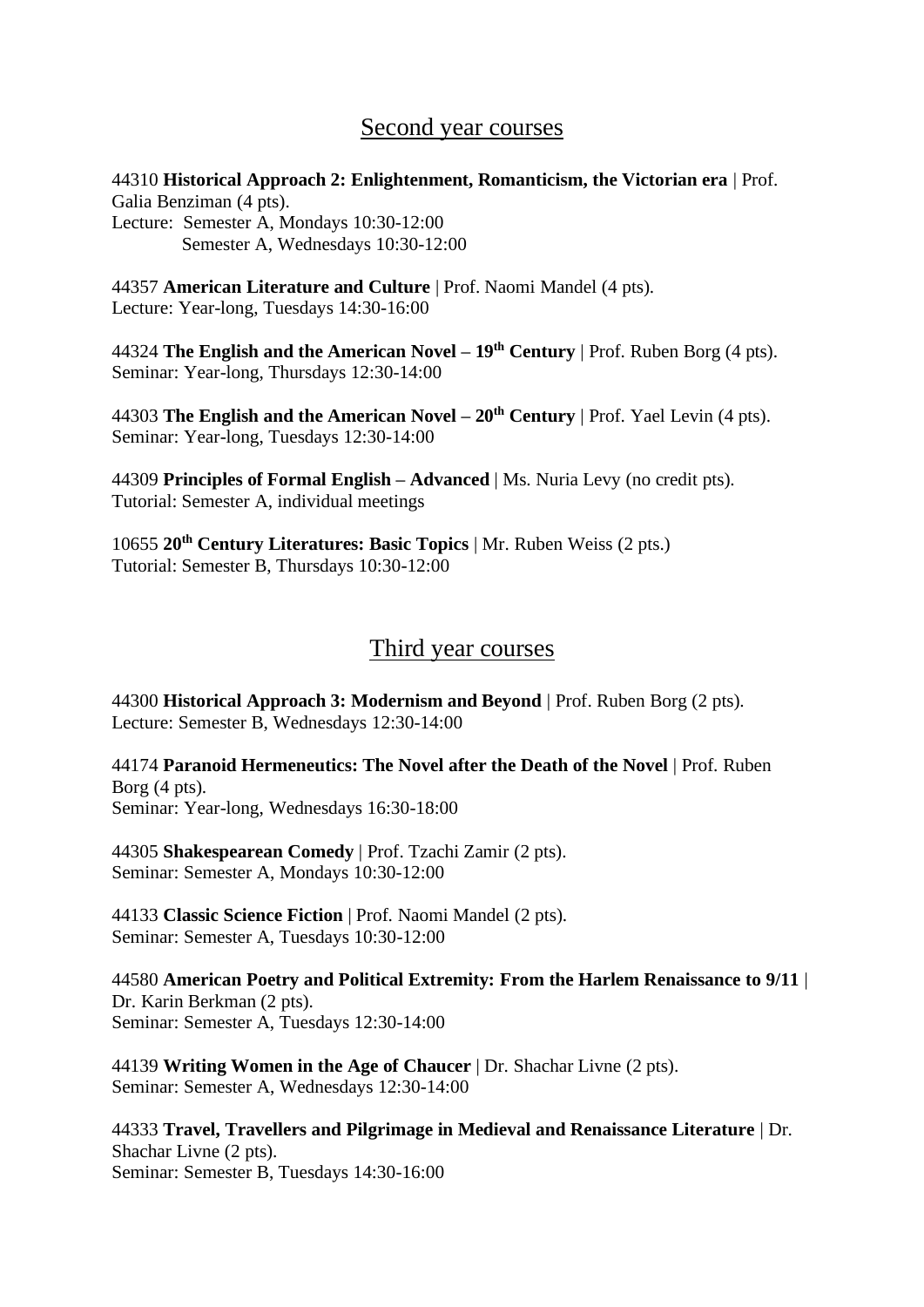## Second year courses

44310 **Historical Approach 2: Enlightenment, Romanticism, the Victorian era** | Prof. Galia Benziman (4 pts).
Lecture: Semester A, Mondays 10:30-12:00
Semester A, Wednesdays 10:30-12:00

44357 **American Literature and Culture** | Prof. Naomi Mandel (4 pts).
Lecture: Year-long, Tuesdays 14:30-16:00

44324 **The English and the American Novel – 19th Century** | Prof. Ruben Borg (4 pts).
Seminar: Year-long, Thursdays 12:30-14:00

44303 **The English and the American Novel – 20th Century** | Prof. Yael Levin (4 pts).
Seminar: Year-long, Tuesdays 12:30-14:00

44309 **Principles of Formal English – Advanced** | Ms. Nuria Levy (no credit pts).
Tutorial: Semester A, individual meetings

10655 **20th Century Literatures: Basic Topics** | Mr. Ruben Weiss (2 pts.)
Tutorial: Semester B, Thursdays 10:30-12:00

## Third year courses

44300 **Historical Approach 3: Modernism and Beyond** | Prof. Ruben Borg (2 pts).
Lecture: Semester B, Wednesdays 12:30-14:00

44174 **Paranoid Hermeneutics: The Novel after the Death of the Novel** | Prof. Ruben Borg (4 pts).
Seminar: Year-long, Wednesdays 16:30-18:00

44305 **Shakespearean Comedy** | Prof. Tzachi Zamir (2 pts).
Seminar: Semester A, Mondays 10:30-12:00

44133 **Classic Science Fiction** | Prof. Naomi Mandel (2 pts).
Seminar: Semester A, Tuesdays 10:30-12:00

44580 **American Poetry and Political Extremity: From the Harlem Renaissance to 9/11** | Dr. Karin Berkman (2 pts).
Seminar: Semester A, Tuesdays 12:30-14:00

44139 **Writing Women in the Age of Chaucer** | Dr. Shachar Livne (2 pts).
Seminar: Semester A, Wednesdays 12:30-14:00

44333 **Travel, Travellers and Pilgrimage in Medieval and Renaissance Literature** | Dr. Shachar Livne (2 pts).
Seminar: Semester B, Tuesdays 14:30-16:00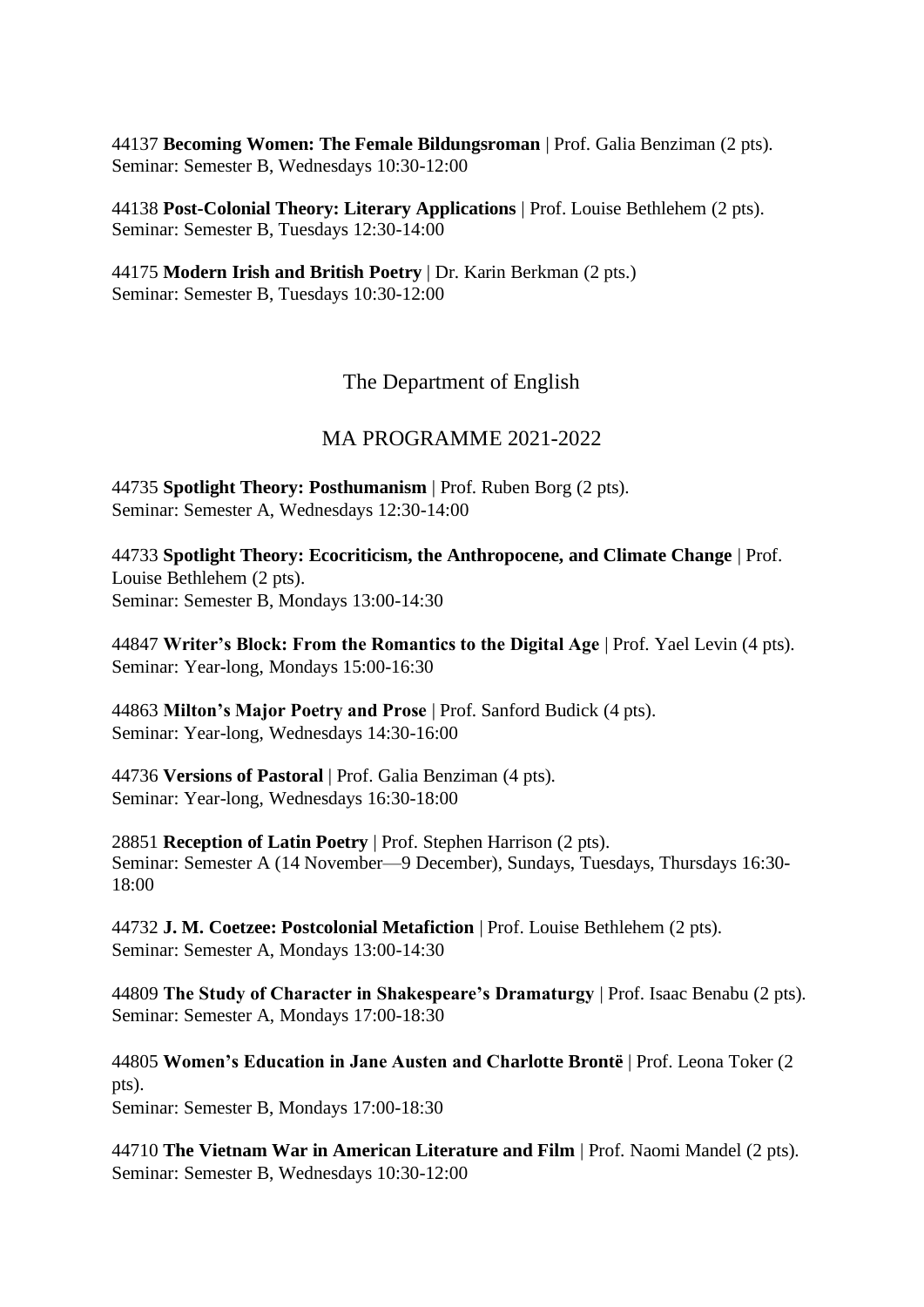44137 **Becoming Women: The Female Bildungsroman** | Prof. Galia Benziman (2 pts).
Seminar: Semester B, Wednesdays 10:30-12:00

44138 **Post-Colonial Theory: Literary Applications** | Prof. Louise Bethlehem (2 pts).
Seminar: Semester B, Tuesdays 12:30-14:00

44175 **Modern Irish and British Poetry** | Dr. Karin Berkman (2 pts.)
Seminar: Semester B, Tuesdays 10:30-12:00

## The Department of English

## MA PROGRAMME 2021-2022

44735 **Spotlight Theory: Posthumanism** | Prof. Ruben Borg (2 pts).
Seminar: Semester A, Wednesdays 12:30-14:00

44733 **Spotlight Theory: Ecocriticism, the Anthropocene, and Climate Change** | Prof. Louise Bethlehem (2 pts).
Seminar: Semester B, Mondays 13:00-14:30

44847 **Writer's Block: From the Romantics to the Digital Age** | Prof. Yael Levin (4 pts).
Seminar: Year-long, Mondays 15:00-16:30

44863 **Milton's Major Poetry and Prose** | Prof. Sanford Budick (4 pts).
Seminar: Year-long, Wednesdays 14:30-16:00

44736 **Versions of Pastoral** | Prof. Galia Benziman (4 pts).
Seminar: Year-long, Wednesdays 16:30-18:00

28851 **Reception of Latin Poetry** | Prof. Stephen Harrison (2 pts).
Seminar: Semester A (14 November—9 December), Sundays, Tuesdays, Thursdays 16:30-18:00

44732 **J. M. Coetzee: Postcolonial Metafiction** | Prof. Louise Bethlehem (2 pts).
Seminar: Semester A, Mondays 13:00-14:30

44809 **The Study of Character in Shakespeare's Dramaturgy** | Prof. Isaac Benabu (2 pts).
Seminar: Semester A, Mondays 17:00-18:30

44805 **Women's Education in Jane Austen and Charlotte Brontë** | Prof. Leona Toker (2 pts).
Seminar: Semester B, Mondays 17:00-18:30

44710 **The Vietnam War in American Literature and Film** | Prof. Naomi Mandel (2 pts).
Seminar: Semester B, Wednesdays 10:30-12:00